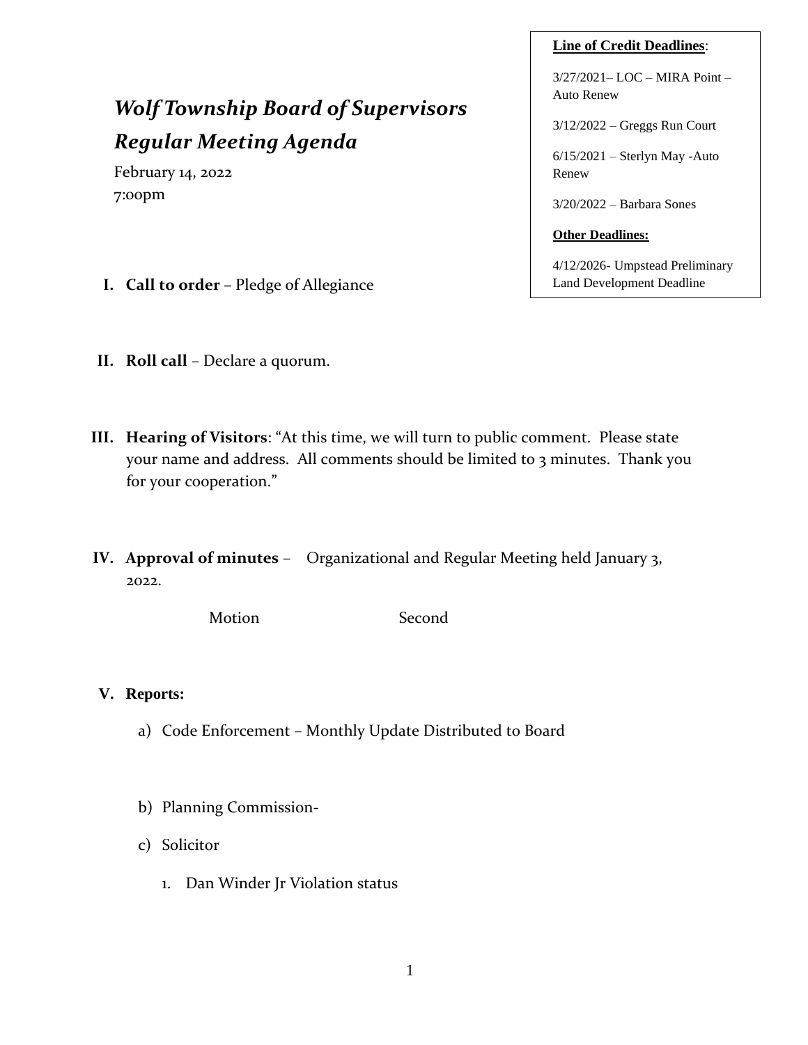# *Wolf Township Board of Supervisors*
# *Regular Meeting Agenda*

February 14, 2022
7:00pm

**Line of Credit Deadlines**:

3/27/2021– LOC – MIRA Point – Auto Renew

3/12/2022 – Greggs Run Court

6/15/2021 – Sterlyn May -Auto Renew

3/20/2022 – Barbara Sones

**Other Deadlines:**

4/12/2026- Umpstead Preliminary Land Development Deadline

I. **Call to order** – Pledge of Allegiance

II. **Roll call** – Declare a quorum.

III. **Hearing of Visitors**: "At this time, we will turn to public comment. Please state your name and address. All comments should be limited to 3 minutes. Thank you for your cooperation."

IV. **Approval of minutes** – Organizational and Regular Meeting held January 3, 2022.

Motion Second

V. **Reports:**

a) Code Enforcement – Monthly Update Distributed to Board

b) Planning Commission-

c) Solicitor

1. Dan Winder Jr Violation status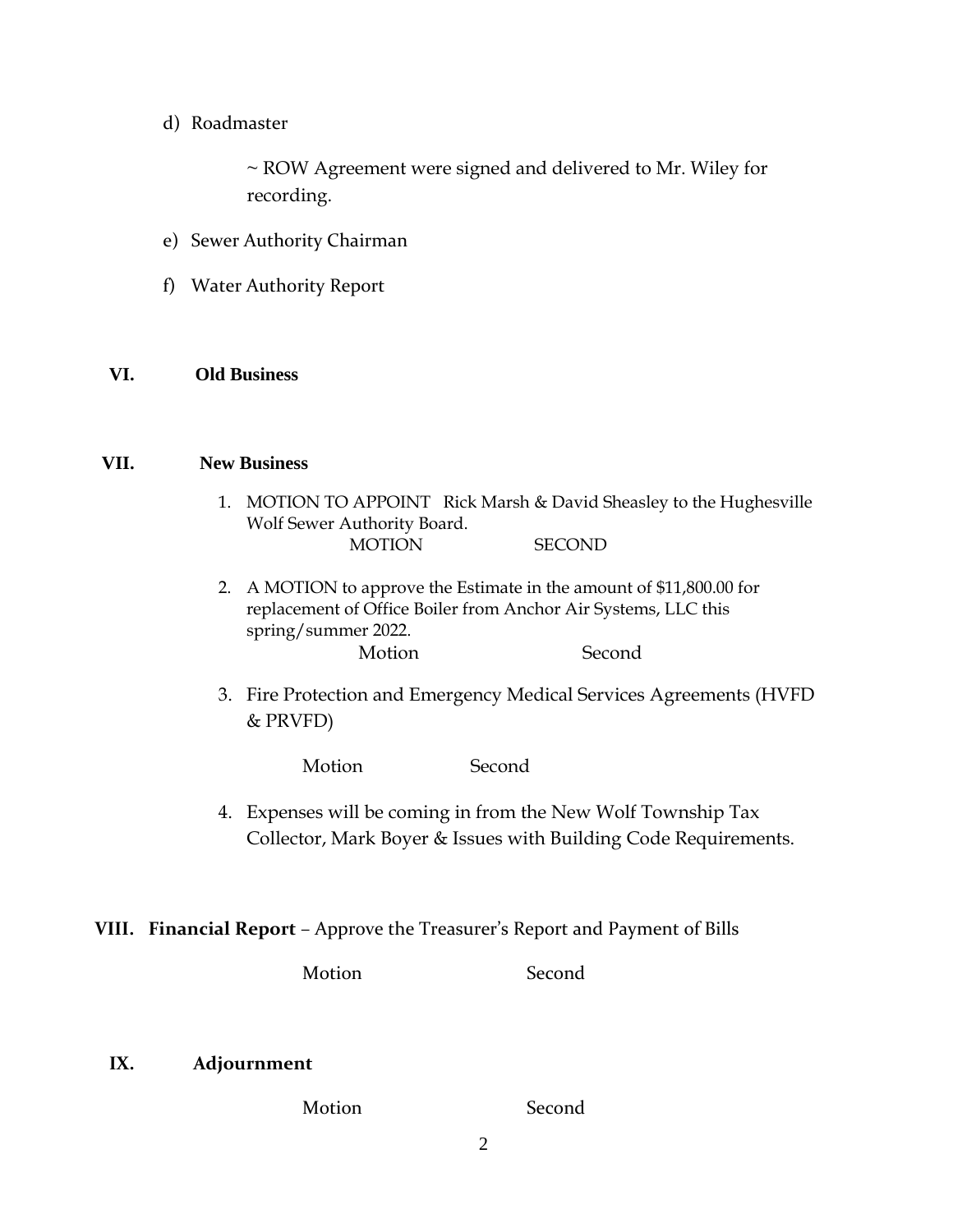d) Roadmaster

~ ROW Agreement were signed and delivered to Mr. Wiley for recording.

e) Sewer Authority Chairman

f) Water Authority Report

## VI. Old Business

## VII. New Business

1. MOTION TO APPOINT Rick Marsh & David Sheasley to the Hughesville Wolf Sewer Authority Board.

   MOTION SECOND

2. A MOTION to approve the Estimate in the amount of $11,800.00 for replacement of Office Boiler from Anchor Air Systems, LLC this spring/summer 2022.

   Motion Second

3. Fire Protection and Emergency Medical Services Agreements (HVFD & PRVFD)

   Motion Second

4. Expenses will be coming in from the New Wolf Township Tax Collector, Mark Boyer & Issues with Building Code Requirements.

## VIII. Financial Report – Approve the Treasurer's Report and Payment of Bills

Motion Second

## IX. Adjournment

Motion Second